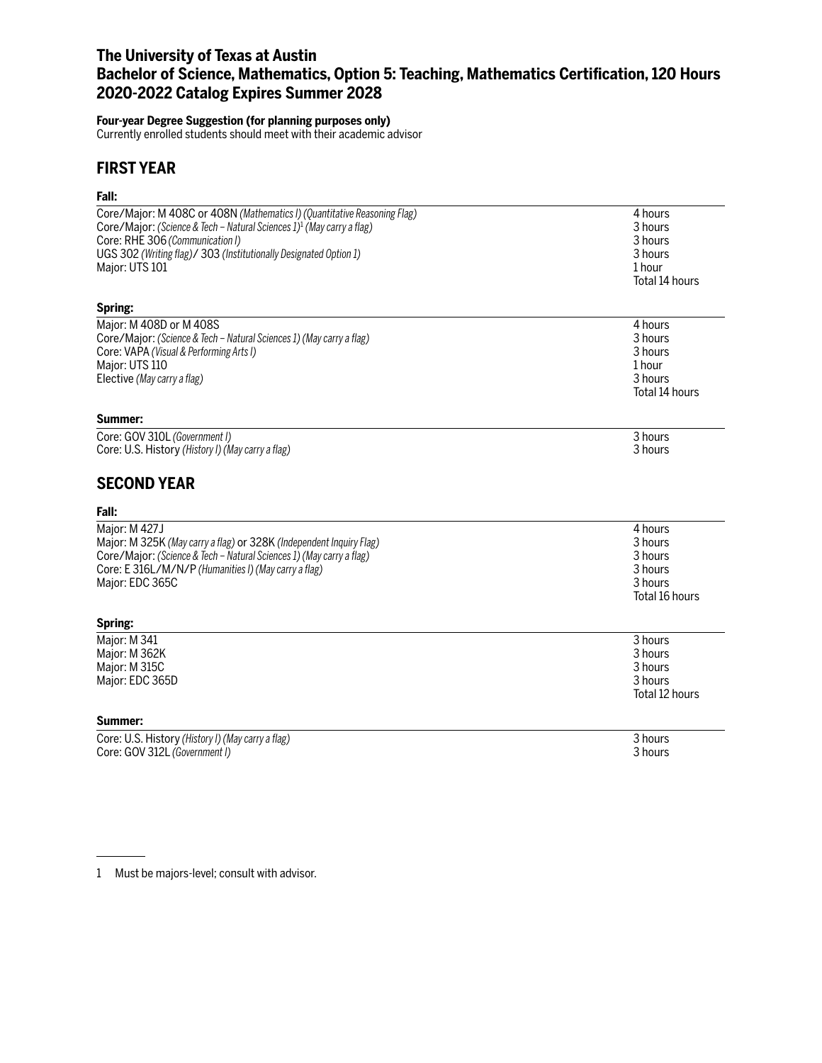# The University of Texas at Austin
# Bachelor of Science, Mathematics, Option 5: Teaching, Mathematics Certification, 120 Hours
# 2020-2022 Catalog Expires Summer 2028

**Four-year Degree Suggestion (for planning purposes only)**
Currently enrolled students should meet with their academic advisor

## FIRST YEAR

**Fall:**

| | |
|---|---|
| Core/Major: M 408C or 408N *(Mathematics I) (Quantitative Reasoning Flag)* | 4 hours |
| Core/Major: *(Science & Tech – Natural Sciences 1)*[1] *(May carry a flag)* | 3 hours |
| Core: RHE 306 *(Communication I)* | 3 hours |
| UGS 302 *(Writing flag)*/ 303 *(Institutionally Designated Option 1)* | 3 hours |
| Major: UTS 101 | 1 hour |
| | Total 14 hours |

**Spring:**

| | |
|---|---|
| Major: M 408D or M 408S | 4 hours |
| Core/Major: *(Science & Tech – Natural Sciences 1) (May carry a flag)* | 3 hours |
| Core: VAPA *(Visual & Performing Arts I)* | 3 hours |
| Major: UTS 110 | 1 hour |
| Elective *(May carry a flag)* | 3 hours |
| | Total 14 hours |

**Summer:**

| | |
|---|---|
| Core: GOV 310L *(Government I)* | 3 hours |
| Core: U.S. History *(History I) (May carry a flag)* | 3 hours |

## SECOND YEAR

**Fall:**

| | |
|---|---|
| Major: M 427J | 4 hours |
| Major: M 325K *(May carry a flag)* or 328K *(Independent Inquiry Flag)* | 3 hours |
| Core/Major: *(Science & Tech – Natural Sciences 1) (May carry a flag)* | 3 hours |
| Core: E 316L/M/N/P *(Humanities I) (May carry a flag)* | 3 hours |
| Major: EDC 365C | 3 hours |
| | Total 16 hours |

**Spring:**

| | |
|---|---|
| Major: M 341 | 3 hours |
| Major: M 362K | 3 hours |
| Major: M 315C | 3 hours |
| Major: EDC 365D | 3 hours |
| | Total 12 hours |

**Summer:**

| | |
|---|---|
| Core: U.S. History *(History I) (May carry a flag)* | 3 hours |
| Core: GOV 312L *(Government I)* | 3 hours |

---

1 Must be majors-level; consult with advisor.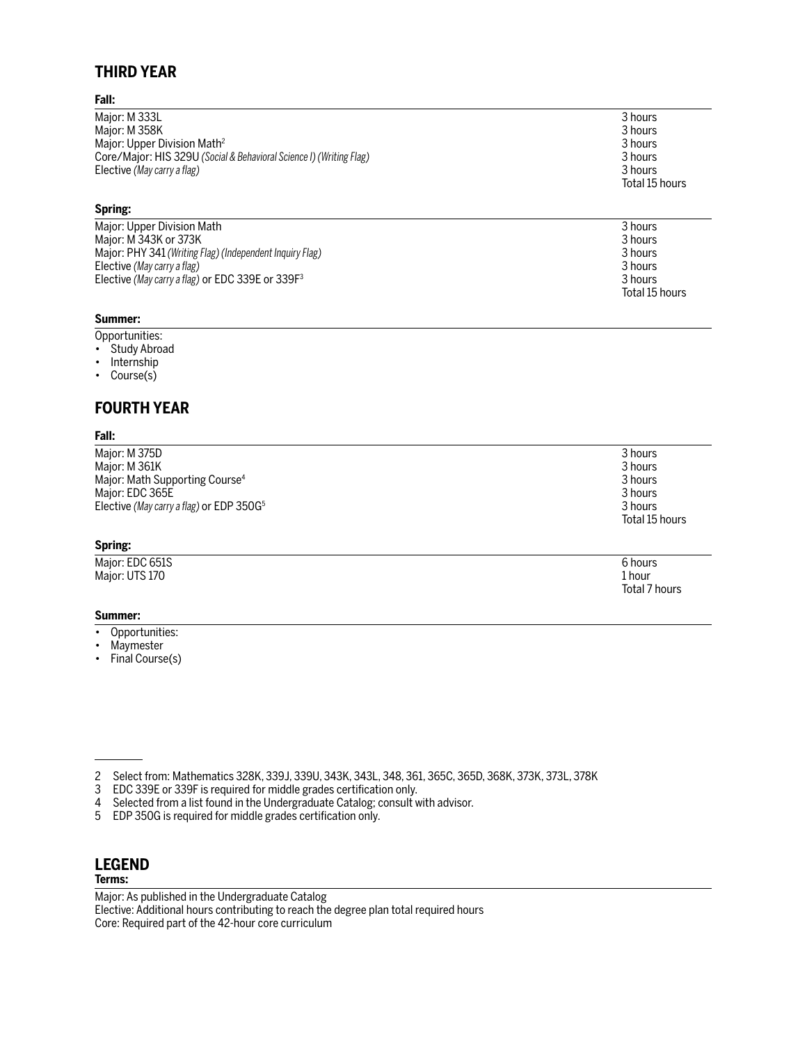## THIRD YEAR

**Fall:**

| | |
|---|---|
| Major: M 333L | 3 hours |
| Major: M 358K | 3 hours |
| Major: Upper Division Math[2] | 3 hours |
| Core/Major: HIS 329U *(Social & Behavioral Science I) (Writing Flag)* | 3 hours |
| Elective *(May carry a flag)* | 3 hours |
| | Total 15 hours |

**Spring:**

| | |
|---|---|
| Major: Upper Division Math | 3 hours |
| Major: M 343K or 373K | 3 hours |
| Major: PHY 341 *(Writing Flag) (Independent Inquiry Flag)* | 3 hours |
| Elective *(May carry a flag)* | 3 hours |
| Elective *(May carry a flag)* or EDC 339E or 339F[3] | 3 hours |
| | Total 15 hours |

**Summer:**

Opportunities:

- Study Abroad
- Internship
- Course(s)

## FOURTH YEAR

**Fall:**

| | |
|---|---|
| Major: M 375D | 3 hours |
| Major: M 361K | 3 hours |
| Major: Math Supporting Course[4] | 3 hours |
| Major: EDC 365E | 3 hours |
| Elective *(May carry a flag)* or EDP 350G[5] | 3 hours |
| | Total 15 hours |

**Spring:**

| | |
|---|---|
| Major: EDC 651S | 6 hours |
| Major: UTS 170 | 1 hour |
| | Total 7 hours |

**Summer:**

- Opportunities:
- Maymester
- Final Course(s)

---

2 Select from: Mathematics 328K, 339J, 339U, 343K, 343L, 348, 361, 365C, 365D, 368K, 373K, 373L, 378K

3 EDC 339E or 339F is required for middle grades certification only.

4 Selected from a list found in the Undergraduate Catalog; consult with advisor.

5 EDP 350G is required for middle grades certification only.

## LEGEND

**Terms:**

Major: As published in the Undergraduate Catalog

Elective: Additional hours contributing to reach the degree plan total required hours

Core: Required part of the 42-hour core curriculum